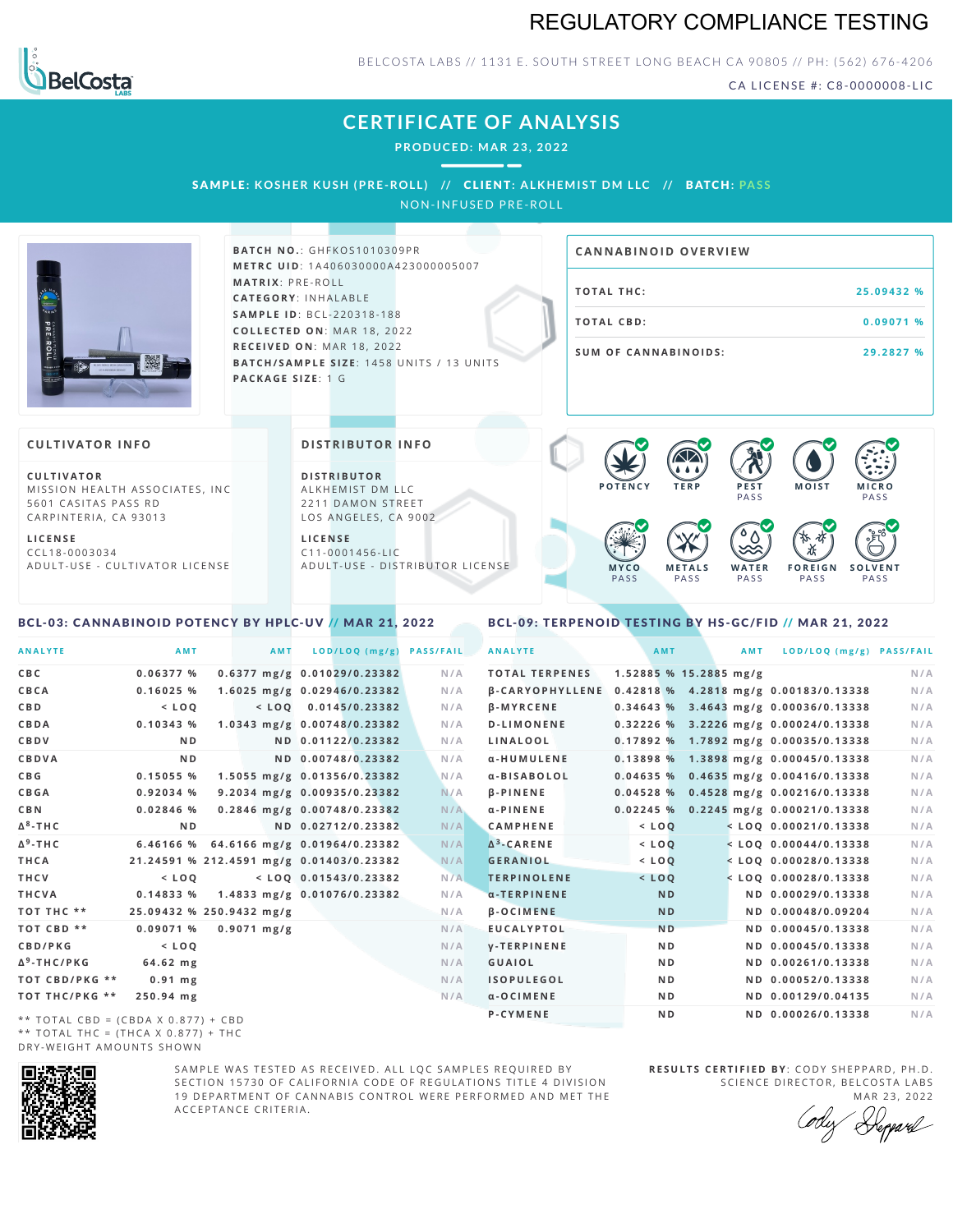# REGULATORY COMPLIANCE TESTING

BELCOSTA LABS // 1131 E. SOUTH STREET LONG BEACH CA 90805 // PH: (562) 676-4206

CA LICENSE #: C8-0000008-LIC

## CERTIFICATE OF ANALYSIS

PRODUCED: MAR 23, 2022

**SAMPLE**: KOSHER KUSH (PRE-ROLL) // **CLIENT**: ALKHEMIST DM LLC // **BATCH**: PASS

NON-INFUSED PRE-ROLL

**BATCH NO.**: GHFKOS1010309PR
**METRC UID**: 1A406030000A423000005007
**MATRIX**: PRE-ROLL
**CATEGORY**: INHALABLE
**SAMPLE ID**: BCL-220318-188
**COLLECTED ON**: MAR 18, 2022
**RECEIVED ON**: MAR 18, 2022
**BATCH/SAMPLE SIZE**: 1458 UNITS / 13 UNITS
**PACKAGE SIZE**: 1 G

### CANNABINOID OVERVIEW

| | |
|---|---|
| TOTAL THC: | 25.09432 % |
| TOTAL CBD: | 0.09071 % |
| SUM OF CANNABINOIDS: | 29.2827 % |

### CULTIVATOR INFO

**CULTIVATOR**
MISSION HEALTH ASSOCIATES, INC
5601 CASITAS PASS RD
CARPINTERIA, CA 93013

**LICENSE**
CCL18-0003034
ADULT-USE - CULTIVATOR LICENSE

### DISTRIBUTOR INFO

**DISTRIBUTOR**
ALKHEMIST DM LLC
2211 DAMON STREET
LOS ANGELES, CA 9002

**LICENSE**
C11-0001456-LIC
ADULT-USE - DISTRIBUTOR LICENSE

POTENCY | TERP | PEST PASS | MOIST | MICRO PASS | MYCO PASS | METALS PASS | WATER PASS | FOREIGN PASS | SOLVENT PASS

### BCL-03: CANNABINOID POTENCY BY HPLC-UV // MAR 21, 2022

| ANALYTE | AMT | AMT | LOD/LOQ (mg/g) | PASS/FAIL |
|---|---|---|---|---|
| CBC | 0.06377 % | 0.6377 mg/g | 0.01029/0.23382 | N/A |
| CBCA | 0.16025 % | 1.6025 mg/g | 0.02946/0.23382 | N/A |
| CBD | < LOQ | < LOQ | 0.0145/0.23382 | N/A |
| CBDA | 0.10343 % | 1.0343 mg/g | 0.00748/0.23382 | N/A |
| CBDV | ND | ND | 0.01122/0.23382 | N/A |
| CBDVA | ND | ND | 0.00748/0.23382 | N/A |
| CBG | 0.15055 % | 1.5055 mg/g | 0.01356/0.23382 | N/A |
| CBGA | 0.92034 % | 9.2034 mg/g | 0.00935/0.23382 | N/A |
| CBN | 0.02846 % | 0.2846 mg/g | 0.00748/0.23382 | N/A |
| $\Delta^8$-THC | ND | ND | 0.02712/0.23382 | N/A |
| $\Delta^9$-THC | 6.46166 % | 64.6166 mg/g | 0.01964/0.23382 | N/A |
| THCA | 21.24591 % | 212.4591 mg/g | 0.01403/0.23382 | N/A |
| THCV | < LOQ | < LOQ | 0.01543/0.23382 | N/A |
| THCVA | 0.14833 % | 1.4833 mg/g | 0.01076/0.23382 | N/A |
| TOT THC ** | 25.09432 % | 250.9432 mg/g | | N/A |
| TOT CBD ** | 0.09071 % | 0.9071 mg/g | | N/A |
| CBD/PKG | < LOQ | | | N/A |
| $\Delta^9$-THC/PKG | 64.62 mg | | | N/A |
| TOT CBD/PKG ** | 0.91 mg | | | N/A |
| TOT THC/PKG ** | 250.94 mg | | | N/A |

** TOTAL CBD = (CBDA X 0.877) + CBD
** TOTAL THC = (THCA X 0.877) + THC
DRY-WEIGHT AMOUNTS SHOWN

### BCL-09: TERPENOID TESTING BY HS-GC/FID // MAR 21, 2022

| ANALYTE | AMT | AMT | LOD/LOQ (mg/g) | PASS/FAIL |
|---|---|---|---|---|
| TOTAL TERPENES | 1.52885 % | 15.2885 mg/g | | N/A |
| β-CARYOPHYLLENE | 0.42818 % | 4.2818 mg/g | 0.00183/0.13338 | N/A |
| β-MYRCENE | 0.34643 % | 3.4643 mg/g | 0.00036/0.13338 | N/A |
| D-LIMONENE | 0.32226 % | 3.2226 mg/g | 0.00024/0.13338 | N/A |
| LINALOOL | 0.17892 % | 1.7892 mg/g | 0.00035/0.13338 | N/A |
| α-HUMULENE | 0.13898 % | 1.3898 mg/g | 0.00045/0.13338 | N/A |
| α-BISABOLOL | 0.04635 % | 0.4635 mg/g | 0.00416/0.13338 | N/A |
| β-PINENE | 0.04528 % | 0.4528 mg/g | 0.00216/0.13338 | N/A |
| α-PINENE | 0.02245 % | 0.2245 mg/g | 0.00021/0.13338 | N/A |
| CAMPHENE | < LOQ | < LOQ | 0.00021/0.13338 | N/A |
| $\Delta^3$-CARENE | < LOQ | < LOQ | 0.00044/0.13338 | N/A |
| GERANIOL | < LOQ | < LOQ | 0.00028/0.13338 | N/A |
| TERPINOLENE | < LOQ | < LOQ | 0.00028/0.13338 | N/A |
| α-TERPINENE | ND | ND | 0.00029/0.13338 | N/A |
| β-OCIMENE | ND | ND | 0.00048/0.09204 | N/A |
| EUCALYPTOL | ND | ND | 0.00045/0.13338 | N/A |
| γ-TERPINENE | ND | ND | 0.00045/0.13338 | N/A |
| GUAIOL | ND | ND | 0.00261/0.13338 | N/A |
| ISOPULEGOL | ND | ND | 0.00052/0.13338 | N/A |
| α-OCIMENE | ND | ND | 0.00129/0.04135 | N/A |
| P-CYMENE | ND | ND | 0.00026/0.13338 | N/A |

SAMPLE WAS TESTED AS RECEIVED. ALL LQC SAMPLES REQUIRED BY SECTION 15730 OF CALIFORNIA CODE OF REGULATIONS TITLE 4 DIVISION 19 DEPARTMENT OF CANNABIS CONTROL WERE PERFORMED AND MET THE ACCEPTANCE CRITERIA.

**RESULTS CERTIFIED BY**: CODY SHEPPARD, PH.D.
SCIENCE DIRECTOR, BELCOSTA LABS
MAR 23, 2022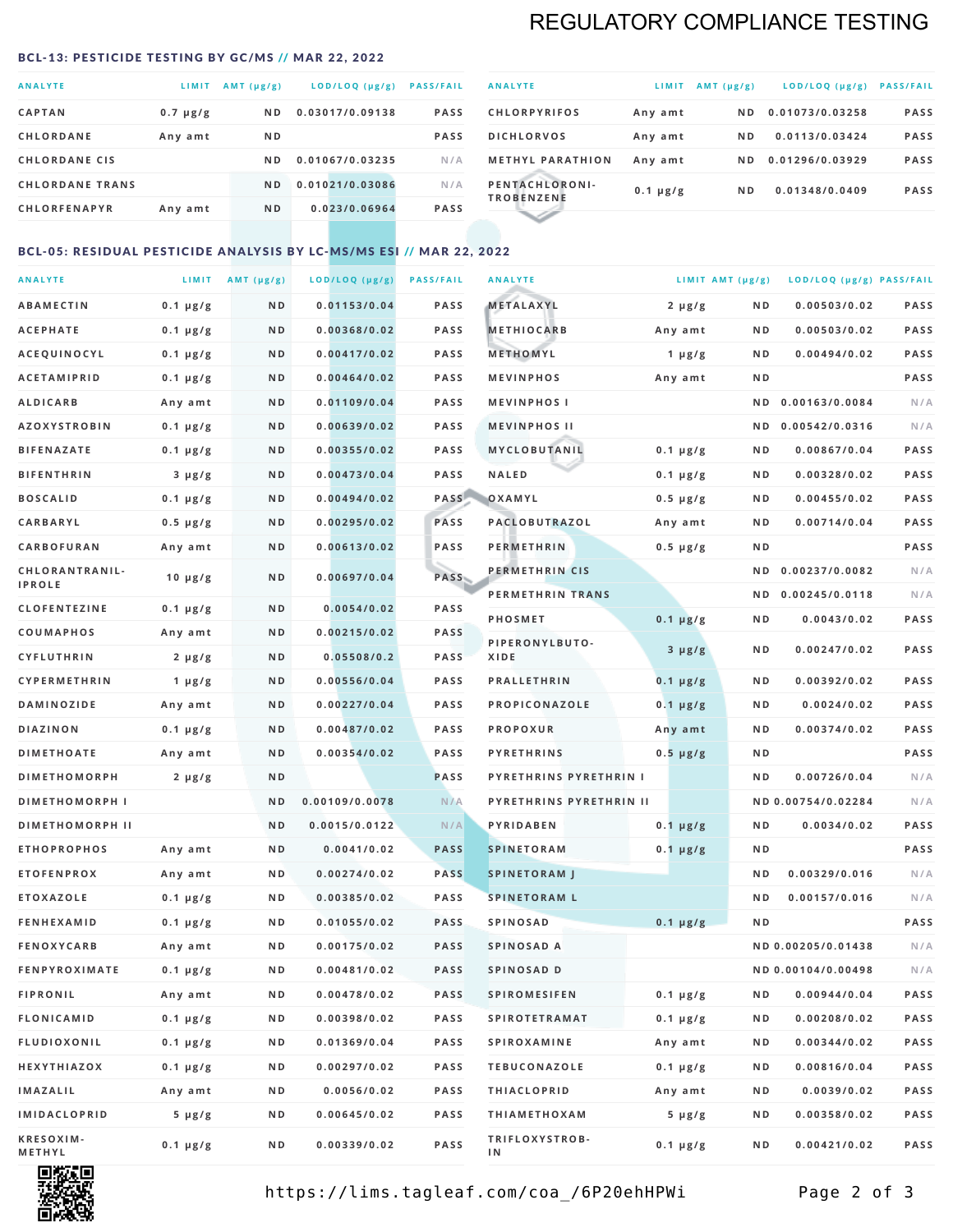# REGULATORY COMPLIANCE TESTING

## BCL-13: PESTICIDE TESTING BY GC/MS // MAR 22, 2022

| ANALYTE | LIMIT | AMT (µg/g) | LOD/LOQ (µg/g) | PASS/FAIL |
|---|---|---|---|---|
| CAPTAN | 0.7 µg/g | ND | 0.03017/0.09138 | PASS |
| CHLORDANE | Any amt | ND | | PASS |
| CHLORDANE CIS | | ND | 0.01067/0.03235 | N/A |
| CHLORDANE TRANS | | ND | 0.01021/0.03086 | N/A |
| CHLORFENAPYR | Any amt | ND | 0.023/0.06964 | PASS |
| CHLORPYRIFOS | Any amt | ND | 0.01073/0.03258 | PASS |
| DICHLORVOS | Any amt | ND | 0.0113/0.03424 | PASS |
| METHYL PARATHION | Any amt | ND | 0.01296/0.03929 | PASS |
| PENTACHLORONITROBENZENE | 0.1 µg/g | ND | 0.01348/0.0409 | PASS |

## BCL-05: RESIDUAL PESTICIDE ANALYSIS BY LC-MS/MS ESI // MAR 22, 2022

| ANALYTE | LIMIT | AMT (µg/g) | LOD/LOQ (µg/g) | PASS/FAIL |
|---|---|---|---|---|
| ABAMECTIN | 0.1 µg/g | ND | 0.01153/0.04 | PASS |
| ACEPHATE | 0.1 µg/g | ND | 0.00368/0.02 | PASS |
| ACEQUINOCYL | 0.1 µg/g | ND | 0.00417/0.02 | PASS |
| ACETAMIPRID | 0.1 µg/g | ND | 0.00464/0.02 | PASS |
| ALDICARB | Any amt | ND | 0.01109/0.04 | PASS |
| AZOXYSTROBIN | 0.1 µg/g | ND | 0.00639/0.02 | PASS |
| BIFENAZATE | 0.1 µg/g | ND | 0.00355/0.02 | PASS |
| BIFENTHRIN | 3 µg/g | ND | 0.00473/0.04 | PASS |
| BOSCALID | 0.1 µg/g | ND | 0.00494/0.02 | PASS |
| CARBARYL | 0.5 µg/g | ND | 0.00295/0.02 | PASS |
| CARBOFURAN | Any amt | ND | 0.00613/0.02 | PASS |
| CHLORANTRANILIPROLE | 10 µg/g | ND | 0.00697/0.04 | PASS |
| CLOFENTEZINE | 0.1 µg/g | ND | 0.0054/0.02 | PASS |
| COUMAPHOS | Any amt | ND | 0.00215/0.02 | PASS |
| CYFLUTHRIN | 2 µg/g | ND | 0.05508/0.2 | PASS |
| CYPERMETHRIN | 1 µg/g | ND | 0.00556/0.04 | PASS |
| DAMINOZIDE | Any amt | ND | 0.00227/0.04 | PASS |
| DIAZINON | 0.1 µg/g | ND | 0.00487/0.02 | PASS |
| DIMETHOATE | Any amt | ND | 0.00354/0.02 | PASS |
| DIMETHOMORPH | 2 µg/g | ND | | PASS |
| DIMETHOMORPH I | | ND | 0.00109/0.0078 | N/A |
| DIMETHOMORPH II | | ND | 0.0015/0.0122 | N/A |
| ETHOPROPHOS | Any amt | ND | 0.0041/0.02 | PASS |
| ETOFENPROX | Any amt | ND | 0.00274/0.02 | PASS |
| ETOXAZOLE | 0.1 µg/g | ND | 0.00385/0.02 | PASS |
| FENHEXAMID | 0.1 µg/g | ND | 0.01055/0.02 | PASS |
| FENOXYCARB | Any amt | ND | 0.00175/0.02 | PASS |
| FENPYROXIMATE | 0.1 µg/g | ND | 0.00481/0.02 | PASS |
| FIPRONIL | Any amt | ND | 0.00478/0.02 | PASS |
| FLONICAMID | 0.1 µg/g | ND | 0.00398/0.02 | PASS |
| FLUDIOXONIL | 0.1 µg/g | ND | 0.01369/0.04 | PASS |
| HEXYTHIAZOX | 0.1 µg/g | ND | 0.00297/0.02 | PASS |
| IMAZALIL | Any amt | ND | 0.0056/0.02 | PASS |
| IMIDACLOPRID | 5 µg/g | ND | 0.00645/0.02 | PASS |
| KRESOXIM-METHYL | 0.1 µg/g | ND | 0.00339/0.02 | PASS |
| METALAXYL | 2 µg/g | ND | 0.00503/0.02 | PASS |
| METHIOCARB | Any amt | ND | 0.00503/0.02 | PASS |
| METHOMYL | 1 µg/g | ND | 0.00494/0.02 | PASS |
| MEVINPHOS | Any amt | ND | | PASS |
| MEVINPHOS I | | ND | 0.00163/0.0084 | N/A |
| MEVINPHOS II | | ND | 0.00542/0.0316 | N/A |
| MYCLOBUTANIL | 0.1 µg/g | ND | 0.00867/0.04 | PASS |
| NALED | 0.1 µg/g | ND | 0.00328/0.02 | PASS |
| OXAMYL | 0.5 µg/g | ND | 0.00455/0.02 | PASS |
| PACLOBUTRAZOL | Any amt | ND | 0.00714/0.04 | PASS |
| PERMETHRIN | 0.5 µg/g | ND | | PASS |
| PERMETHRIN CIS | | ND | 0.00237/0.0082 | N/A |
| PERMETHRIN TRANS | | ND | 0.00245/0.0118 | N/A |
| PHOSMET | 0.1 µg/g | ND | 0.0043/0.02 | PASS |
| PIPERONYLBUTOXIDE | 3 µg/g | ND | 0.00247/0.02 | PASS |
| PRALLETHRIN | 0.1 µg/g | ND | 0.00392/0.02 | PASS |
| PROPICONAZOLE | 0.1 µg/g | ND | 0.0024/0.02 | PASS |
| PROPOXUR | Any amt | ND | 0.00374/0.02 | PASS |
| PYRETHRINS | 0.5 µg/g | ND | | PASS |
| PYRETHRINS PYRETHRIN I | | ND | 0.00726/0.04 | N/A |
| PYRETHRINS PYRETHRIN II | | ND | 0.00754/0.02284 | N/A |
| PYRIDABEN | 0.1 µg/g | ND | 0.0034/0.02 | PASS |
| SPINETORAM | 0.1 µg/g | ND | | PASS |
| SPINETORAM J | | ND | 0.00329/0.016 | N/A |
| SPINETORAM L | | ND | 0.00157/0.016 | N/A |
| SPINOSAD | 0.1 µg/g | ND | | PASS |
| SPINOSAD A | | ND | 0.00205/0.01438 | N/A |
| SPINOSAD D | | ND | 0.00104/0.00498 | N/A |
| SPIROMESIFEN | 0.1 µg/g | ND | 0.00944/0.04 | PASS |
| SPIROTETRAMAT | 0.1 µg/g | ND | 0.00208/0.02 | PASS |
| SPIROXAMINE | Any amt | ND | 0.00344/0.02 | PASS |
| TEBUCONAZOLE | 0.1 µg/g | ND | 0.00816/0.04 | PASS |
| THIACLOPRID | Any amt | ND | 0.0039/0.02 | PASS |
| THIAMETHOXAM | 5 µg/g | ND | 0.00358/0.02 | PASS |
| TRIFLOXYSTROBIN | 0.1 µg/g | ND | 0.00421/0.02 | PASS |

https://lims.tagleaf.com/coa_/6P20ehHPWi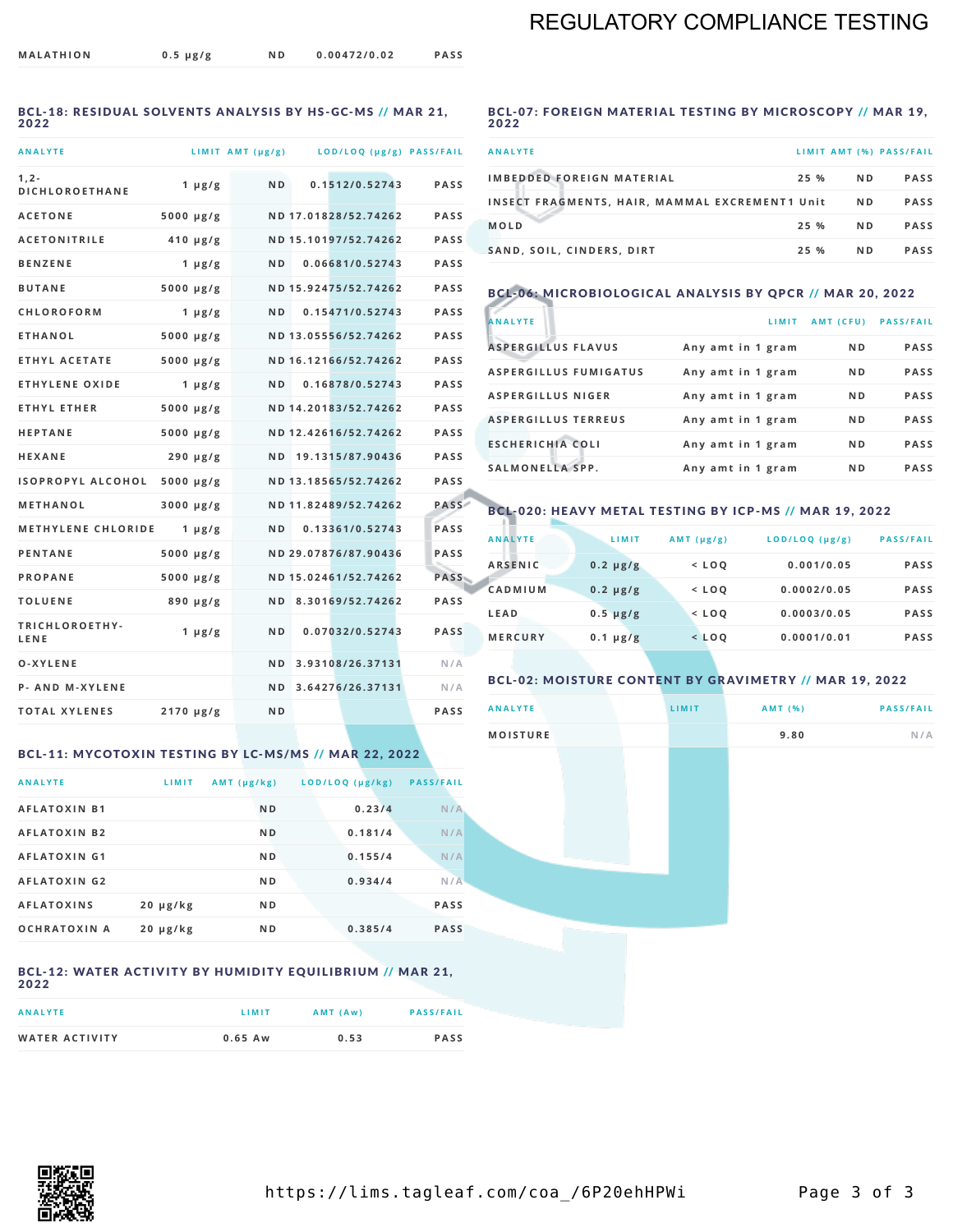# REGULATORY COMPLIANCE TESTING

| | | | | |
|---|---|---|---|---|
| MALATHION | 0.5 μg/g | ND | 0.00472/0.02 | PASS |

## BCL-18: RESIDUAL SOLVENTS ANALYSIS BY HS-GC-MS // MAR 21, 2022

| ANALYTE | LIMIT | AMT (μg/g) | LOD/LOQ (μg/g) | PASS/FAIL |
|---|---|---|---|---|
| 1,2-DICHLOROETHANE | 1 μg/g | ND | 0.1512/0.52743 | PASS |
| ACETONE | 5000 μg/g | ND | 17.01828/52.74262 | PASS |
| ACETONITRILE | 410 μg/g | ND | 15.10197/52.74262 | PASS |
| BENZENE | 1 μg/g | ND | 0.06681/0.52743 | PASS |
| BUTANE | 5000 μg/g | ND | 15.92475/52.74262 | PASS |
| CHLOROFORM | 1 μg/g | ND | 0.15471/0.52743 | PASS |
| ETHANOL | 5000 μg/g | ND | 13.05556/52.74262 | PASS |
| ETHYL ACETATE | 5000 μg/g | ND | 16.12166/52.74262 | PASS |
| ETHYLENE OXIDE | 1 μg/g | ND | 0.16878/0.52743 | PASS |
| ETHYL ETHER | 5000 μg/g | ND | 14.20183/52.74262 | PASS |
| HEPTANE | 5000 μg/g | ND | 12.42616/52.74262 | PASS |
| HEXANE | 290 μg/g | ND | 19.1315/87.90436 | PASS |
| ISOPROPYL ALCOHOL | 5000 μg/g | ND | 13.18565/52.74262 | PASS |
| METHANOL | 3000 μg/g | ND | 11.82489/52.74262 | PASS |
| METHYLENE CHLORIDE | 1 μg/g | ND | 0.13361/0.52743 | PASS |
| PENTANE | 5000 μg/g | ND | 29.07876/87.90436 | PASS |
| PROPANE | 5000 μg/g | ND | 15.02461/52.74262 | PASS |
| TOLUENE | 890 μg/g | ND | 8.30169/52.74262 | PASS |
| TRICHLOROETHYLENE | 1 μg/g | ND | 0.07032/0.52743 | PASS |
| O-XYLENE | | ND | 3.93108/26.37131 | N/A |
| P- AND M-XYLENE | | ND | 3.64276/26.37131 | N/A |
| TOTAL XYLENES | 2170 μg/g | ND | | PASS |

## BCL-11: MYCOTOXIN TESTING BY LC-MS/MS // MAR 22, 2022

| ANALYTE | LIMIT | AMT (μg/kg) | LOD/LOQ (μg/kg) | PASS/FAIL |
|---|---|---|---|---|
| AFLATOXIN B1 | | ND | 0.23/4 | N/A |
| AFLATOXIN B2 | | ND | 0.181/4 | N/A |
| AFLATOXIN G1 | | ND | 0.155/4 | N/A |
| AFLATOXIN G2 | | ND | 0.934/4 | N/A |
| AFLATOXINS | 20 μg/kg | ND | | PASS |
| OCHRATOXIN A | 20 μg/kg | ND | 0.385/4 | PASS |

## BCL-12: WATER ACTIVITY BY HUMIDITY EQUILIBRIUM // MAR 21, 2022

| ANALYTE | LIMIT | AMT (Aw) | PASS/FAIL |
|---|---|---|---|
| WATER ACTIVITY | 0.65 Aw | 0.53 | PASS |

## BCL-07: FOREIGN MATERIAL TESTING BY MICROSCOPY // MAR 19, 2022

| ANALYTE | LIMIT | AMT (%) | PASS/FAIL |
|---|---|---|---|
| IMBEDDED FOREIGN MATERIAL | 25 % | ND | PASS |
| INSECT FRAGMENTS, HAIR, MAMMAL EXCREMENT | 1 Unit | ND | PASS |
| MOLD | 25 % | ND | PASS |
| SAND, SOIL, CINDERS, DIRT | 25 % | ND | PASS |

## BCL-06: MICROBIOLOGICAL ANALYSIS BY QPCR // MAR 20, 2022

| ANALYTE | LIMIT | AMT (CFU) | PASS/FAIL |
|---|---|---|---|
| ASPERGILLUS FLAVUS | Any amt in 1 gram | ND | PASS |
| ASPERGILLUS FUMIGATUS | Any amt in 1 gram | ND | PASS |
| ASPERGILLUS NIGER | Any amt in 1 gram | ND | PASS |
| ASPERGILLUS TERREUS | Any amt in 1 gram | ND | PASS |
| ESCHERICHIA COLI | Any amt in 1 gram | ND | PASS |
| SALMONELLA SPP. | Any amt in 1 gram | ND | PASS |

## BCL-020: HEAVY METAL TESTING BY ICP-MS // MAR 19, 2022

| ANALYTE | LIMIT | AMT (μg/g) | LOD/LOQ (μg/g) | PASS/FAIL |
|---|---|---|---|---|
| ARSENIC | 0.2 μg/g | < LOQ | 0.001/0.05 | PASS |
| CADMIUM | 0.2 μg/g | < LOQ | 0.0002/0.05 | PASS |
| LEAD | 0.5 μg/g | < LOQ | 0.0003/0.05 | PASS |
| MERCURY | 0.1 μg/g | < LOQ | 0.0001/0.01 | PASS |

## BCL-02: MOISTURE CONTENT BY GRAVIMETRY // MAR 19, 2022

| ANALYTE | LIMIT | AMT (%) | PASS/FAIL |
|---|---|---|---|
| MOISTURE | | 9.80 | N/A |

https://lims.tagleaf.com/coa_/6P20ehHPWi